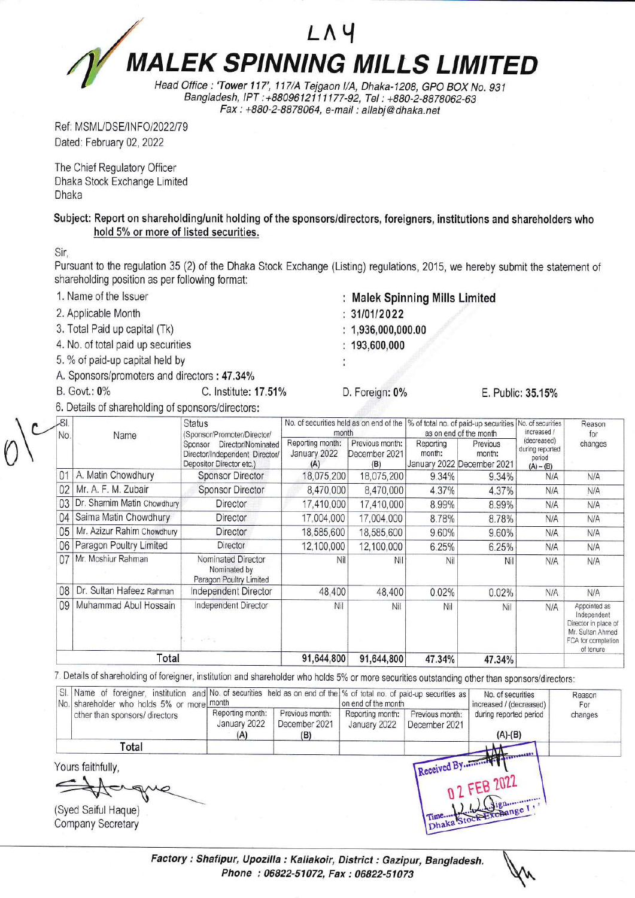LA4

# MALEK SPINNING MILLS LIMITED

Head Office : 'Tower 117', 117/A Tejgaon I/A, Dhaka-1208, GPO BOX No. 931
Bangladesh, IPT : +8809612111177-92, Tel : +880-2-8878062-63
Fax : +880-2-8878064, e-mail : allabj@dhaka.net

Ref: MSML/DSE/INFO/2022/79
Dated: February 02, 2022

The Chief Regulatory Officer
Dhaka Stock Exchange Limited
Dhaka

**Subject: Report on shareholding/unit holding of the sponsors/directors, foreigners, institutions and shareholders who hold 5% or more of listed securities.**

Sir,

Pursuant to the regulation 35 (2) of the Dhaka Stock Exchange (Listing) regulations, 2015, we hereby submit the statement of shareholding position as per following format:

1. Name of the Issuer : **Malek Spinning Mills Limited**
2. Applicable Month : **31/01/2022**
3. Total Paid up capital (Tk) : **1,936,000,000.00**
4. No. of total paid up securities : **193,600,000**
5. % of paid-up capital held by :

A. Sponsors/promoters and directors : **47.34%**

B. Govt.: **0%** C. Institute: **17.51%** D. Foreign: **0%** E. Public: **35.15%**

6. Details of shareholding of sponsors/directors:

| Sl. No. | Name | Status (Sponsor/Promoter/Director/ Sponsor Director/Nominated Director/Independent Director/ Depositor Director etc.) | No. of securities held as on end of the month | | % of total no. of paid-up securities as on end of the month | | No. of securities increased / (decreased) during reported period (A) – (B) | Reason for changes |
|---|---|---|---|---|---|---|---|---|
| | | | Reporting month: January 2022 (A) | Previous month: December 2021 (B) | Reporting month: January 2022 | Previous month: December 2021 | | |
| 01 | A. Matin Chowdhury | Sponsor Director | 18,075,200 | 18,075,200 | 9.34% | 9.34% | N/A | N/A |
| 02 | Mr. A. F. M. Zubair | Sponsor Director | 8,470,000 | 8,470,000 | 4.37% | 4.37% | N/A | N/A |
| 03 | Dr. Shamim Matin Chowdhury | Director | 17,410,000 | 17,410,000 | 8.99% | 8.99% | N/A | N/A |
| 04 | Saima Matin Chowdhury | Director | 17,004,000 | 17,004,000 | 8.78% | 8.78% | N/A | N/A |
| 05 | Mr. Azizur Rahim Chowdhury | Director | 18,585,600 | 18,585,600 | 9.60% | 9.60% | N/A | N/A |
| 06 | Paragon Poultry Limited | Director | 12,100,000 | 12,100,000 | 6.25% | 6.25% | N/A | N/A |
| 07 | Mr. Moshiur Rahman | Nominated Director Nominated by Paragon Poultry Limited | Nil | Nil | Nil | Nil | N/A | N/A |
| 08 | Dr. Sultan Hafeez Rahman | Independent Director | 48,400 | 48,400 | 0.02% | 0.02% | N/A | N/A |
| 09 | Muhammad Abul Hossain | Independent Director | Nil | Nil | Nil | Nil | N/A | Appointed as Independent Director in place of Mr. Sultan Ahmed FCA for completion of tenure |
| | **Total** | | **91,644,800** | **91,644,800** | **47.34%** | **47.34%** | | |

7. Details of shareholding of foreigner, institution and shareholder who holds 5% or more securities outstanding other than sponsors/directors:

| Sl. No. | Name of foreigner, institution and shareholder who holds 5% or more other than sponsors/ directors | No. of securities held as on end of the month | | % of total no. of paid-up securities as on end of the month | | No. of securities increased / (decreased) during reported period | Reason For changes |
|---|---|---|---|---|---|---|---|
| | | Reporting month: January 2022 (A) | Previous month: December 2021 (B) | Reporting month: January 2022 | Previous month: December 2021 | (A)-(B) | |
| | **Total** | | | | | | |

Yours faithfully,

(Syed Saiful Haque)
Company Secretary

Received By
02 FEB 2022
Dhaka Stock Exchange Ltd.

**Factory : Shafipur, Upozilla : Kaliakoir, District : Gazipur, Bangladesh.**
**Phone : 06822-51072, Fax : 06822-51073**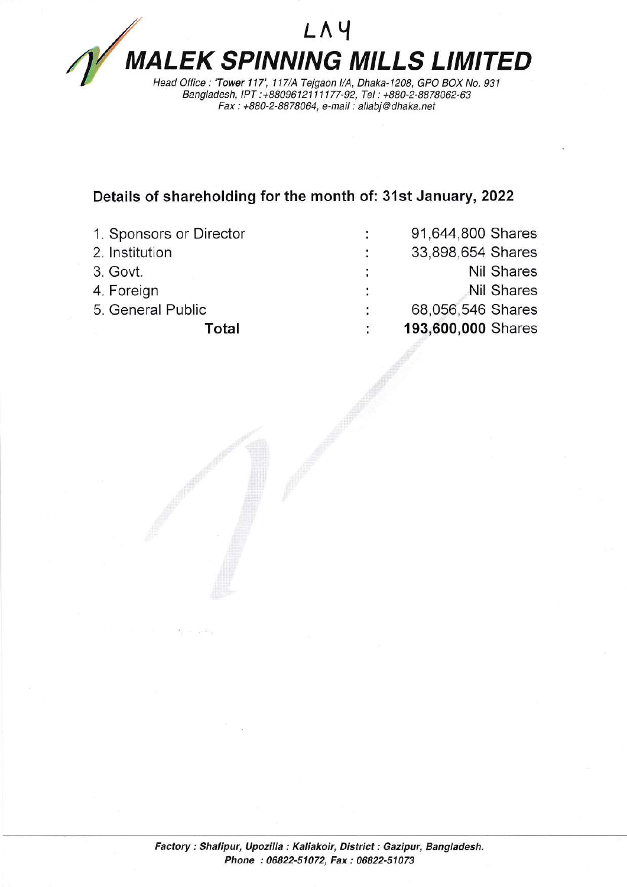LAY

# MALEK SPINNING MILLS LIMITED

*Head Office : 'Tower 117', 117/A Tejgaon I/A, Dhaka-1208, GPO BOX No. 931*
*Bangladesh, IPT :+8809612111177-92, Tel : +880-2-8878062-63*
*Fax : +880-2-8878064, e-mail : allabj@dhaka.net*

## Details of shareholding for the month of: 31st January, 2022

| | | |
|---|---|---|
| 1. Sponsors or Director | : | 91,644,800 Shares |
| 2. Institution | : | 33,898,654 Shares |
| 3. Govt. | : | Nil Shares |
| 4. Foreign | : | Nil Shares |
| 5. General Public | : | 68,056,546 Shares |
| **Total** | : | **193,600,000** Shares |

***Factory : Shafipur, Upozilla : Kaliakoir, District : Gazipur, Bangladesh.***
***Phone : 06822-51072, Fax : 06822-51073***